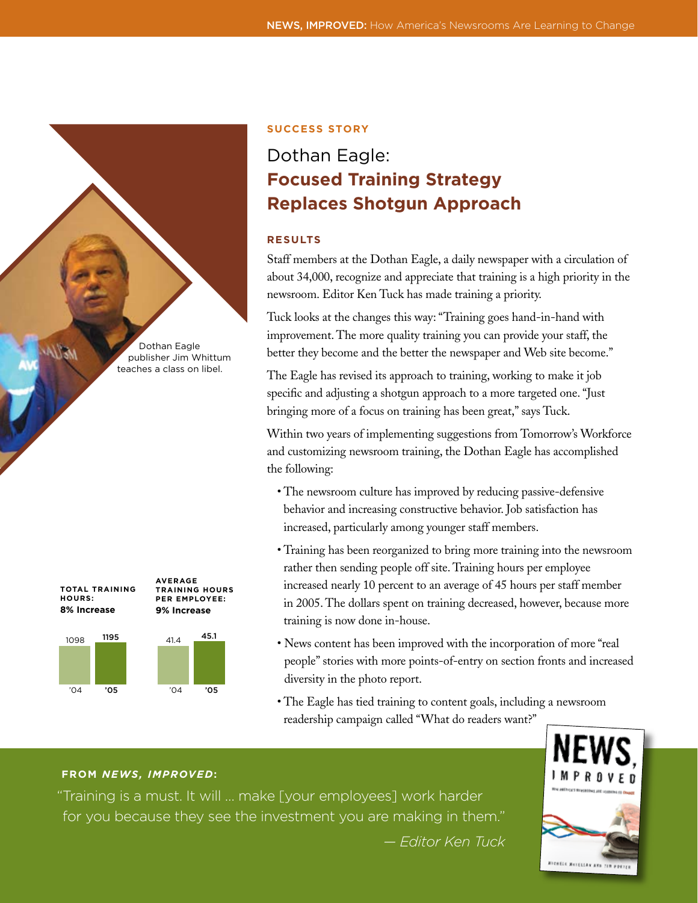**SUCCESS STORY**

# Dothan Eagle: **Focused Training Strategy Replaces Shotgun Approach**

Dothan Eagle publisher Jim Whittum teaches a class on libel.

## RESULTS

Staff members at the Dothan Eagle, a daily newspaper with a circulation of about 34,000, recognize and appreciate that training is a high priority in the newsroom. Editor Ken Tuck has made training a priority.

Tuck looks at the changes this way: "Training goes hand-in-hand with improvement. The more quality training you can provide your staff, the better they become and the better the newspaper and Web site become."

The Eagle has revised its approach to training, working to make it job specific and adjusting a shotgun approach to a more targeted one. "Just bringing more of a focus on training has been great," says Tuck.

Within two years of implementing suggestions from Tomorrow's Workforce and customizing newsroom training, the Dothan Eagle has accomplished the following:

- The newsroom culture has improved by reducing passive-defensive behavior and increasing constructive behavior. Job satisfaction has increased, particularly among younger staff members.
- Training has been reorganized to bring more training into the newsroom rather then sending people off site. Training hours per employee increased nearly 10 percent to an average of 45 hours per staff member in 2005. The dollars spent on training decreased, however, because more training is now done in-house.
- News content has been improved with the incorporation of more "real people" stories with more points-of-entry on section fronts and increased diversity in the photo report.
- The Eagle has tied training to content goals, including a newsroom readership campaign called "What do readers want?"

**TOTAL TRAINING HOURS: 8% Increase**

| '04 | '05 |
|---|---|
| 1098 | 1195 |

**AVERAGE TRAINING HOURS PER EMPLOYEE: 9% Increase**

| '04 | '05 |
|---|---|
| 41.4 | 45.1 |

**FROM *NEWS, IMPROVED*:**

"Training is a must. It will ... make [your employees] work harder for you because they see the investment you are making in them."

*— Editor Ken Tuck*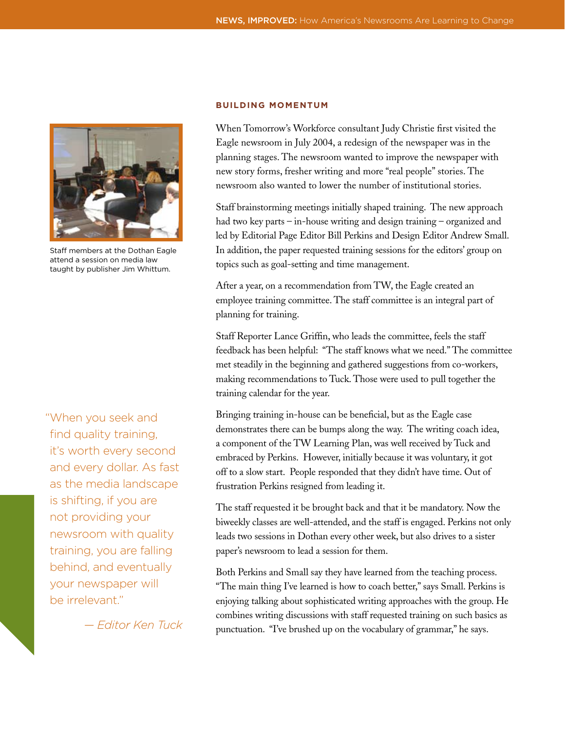## BUILDING MOMENTUM

Staff members at the Dothan Eagle attend a session on media law taught by publisher Jim Whittum.

When Tomorrow's Workforce consultant Judy Christie first visited the Eagle newsroom in July 2004, a redesign of the newspaper was in the planning stages. The newsroom wanted to improve the newspaper with new story forms, fresher writing and more "real people" stories. The newsroom also wanted to lower the number of institutional stories.

Staff brainstorming meetings initially shaped training. The new approach had two key parts – in-house writing and design training – organized and led by Editorial Page Editor Bill Perkins and Design Editor Andrew Small. In addition, the paper requested training sessions for the editors' group on topics such as goal-setting and time management.

After a year, on a recommendation from TW, the Eagle created an employee training committee. The staff committee is an integral part of planning for training.

Staff Reporter Lance Griffin, who leads the committee, feels the staff feedback has been helpful: "The staff knows what we need." The committee met steadily in the beginning and gathered suggestions from co-workers, making recommendations to Tuck. Those were used to pull together the training calendar for the year.

> "When you seek and find quality training, it's worth every second and every dollar. As fast as the media landscape is shifting, if you are not providing your newsroom with quality training, you are falling behind, and eventually your newspaper will be irrelevant."
>
> *— Editor Ken Tuck*

Bringing training in-house can be beneficial, but as the Eagle case demonstrates there can be bumps along the way. The writing coach idea, a component of the TW Learning Plan, was well received by Tuck and embraced by Perkins. However, initially because it was voluntary, it got off to a slow start. People responded that they didn't have time. Out of frustration Perkins resigned from leading it.

The staff requested it be brought back and that it be mandatory. Now the biweekly classes are well-attended, and the staff is engaged. Perkins not only leads two sessions in Dothan every other week, but also drives to a sister paper's newsroom to lead a session for them.

Both Perkins and Small say they have learned from the teaching process. "The main thing I've learned is how to coach better," says Small. Perkins is enjoying talking about sophisticated writing approaches with the group. He combines writing discussions with staff requested training on such basics as punctuation. "I've brushed up on the vocabulary of grammar," he says.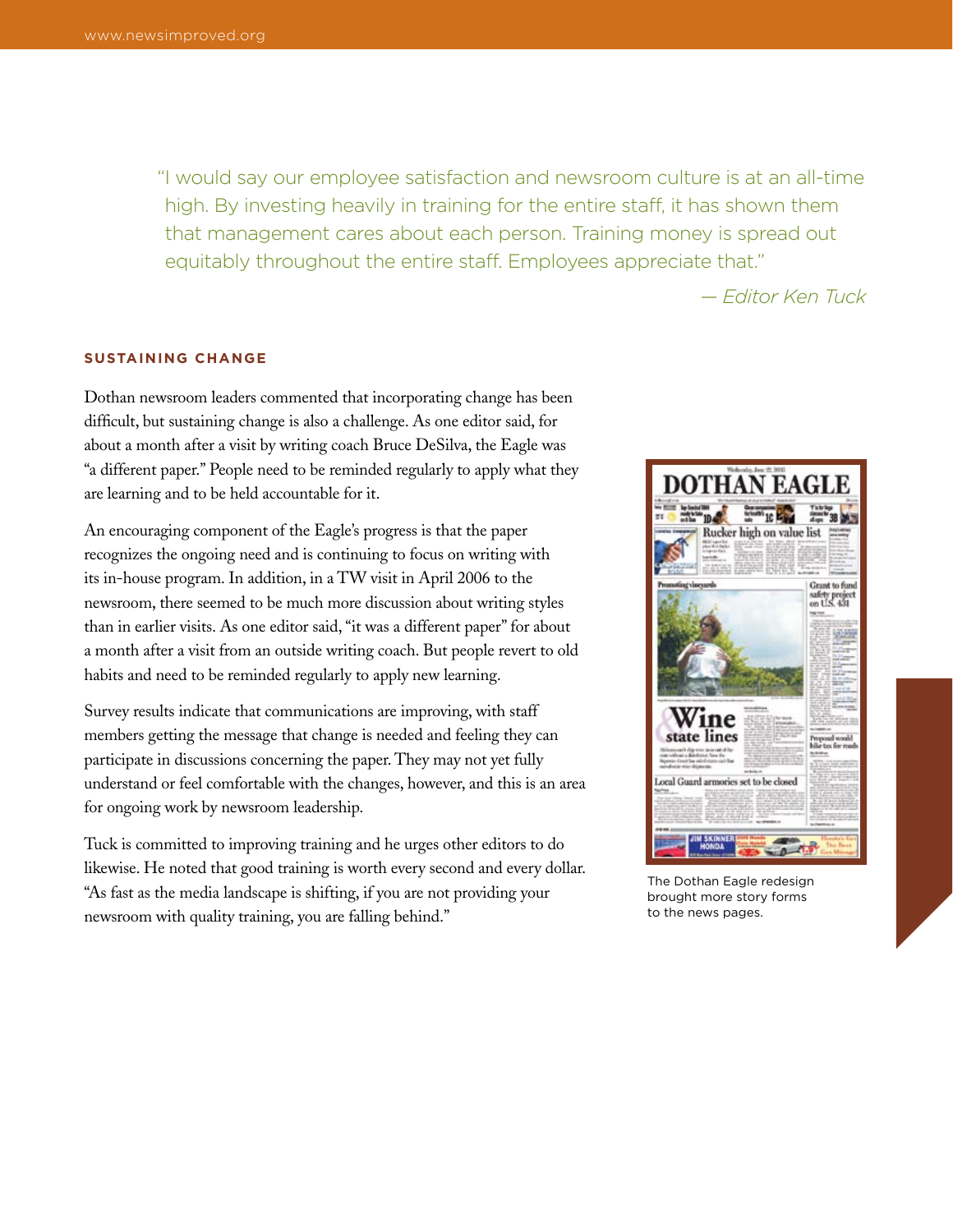"I would say our employee satisfaction and newsroom culture is at an all-time high. By investing heavily in training for the entire staff, it has shown them that management cares about each person. Training money is spread out equitably throughout the entire staff. Employees appreciate that."

*— Editor Ken Tuck*

## SUSTAINING CHANGE

Dothan newsroom leaders commented that incorporating change has been difficult, but sustaining change is also a challenge. As one editor said, for about a month after a visit by writing coach Bruce DeSilva, the Eagle was "a different paper." People need to be reminded regularly to apply what they are learning and to be held accountable for it.

An encouraging component of the Eagle's progress is that the paper recognizes the ongoing need and is continuing to focus on writing with its in-house program. In addition, in a TW visit in April 2006 to the newsroom, there seemed to be much more discussion about writing styles than in earlier visits. As one editor said, "it was a different paper" for about a month after a visit from an outside writing coach. But people revert to old habits and need to be reminded regularly to apply new learning.

Survey results indicate that communications are improving, with staff members getting the message that change is needed and feeling they can participate in discussions concerning the paper. They may not yet fully understand or feel comfortable with the changes, however, and this is an area for ongoing work by newsroom leadership.

Tuck is committed to improving training and he urges other editors to do likewise. He noted that good training is worth every second and every dollar. "As fast as the media landscape is shifting, if you are not providing your newsroom with quality training, you are falling behind."

The Dothan Eagle redesign brought more story forms to the news pages.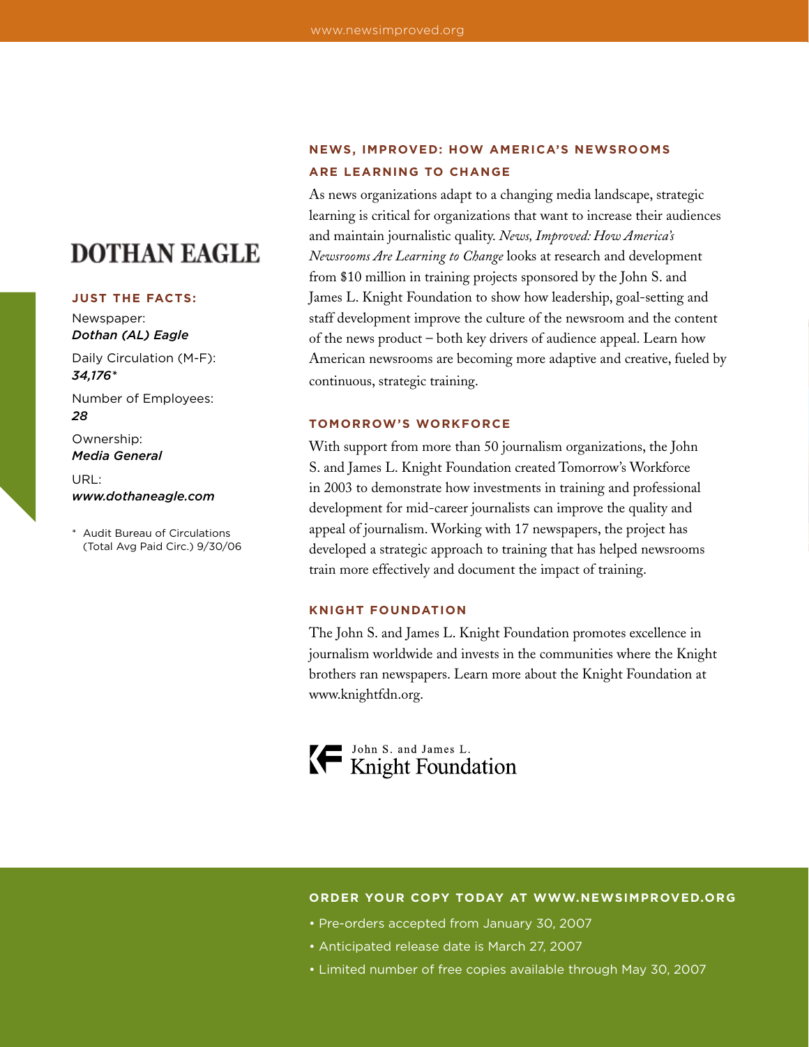# DOTHAN EAGLE

**JUST THE FACTS:**

Newspaper:
***Dothan (AL) Eagle***

Daily Circulation (M-F):
***34,176****

Number of Employees:
***28***

Ownership:
***Media General***

URL:
***www.dothaneagle.com***

* Audit Bureau of Circulations (Total Avg Paid Circ.) 9/30/06

## NEWS, IMPROVED: HOW AMERICA'S NEWSROOMS ARE LEARNING TO CHANGE

As news organizations adapt to a changing media landscape, strategic learning is critical for organizations that want to increase their audiences and maintain journalistic quality. *News, Improved: How America's Newsrooms Are Learning to Change* looks at research and development from $10 million in training projects sponsored by the John S. and James L. Knight Foundation to show how leadership, goal-setting and staff development improve the culture of the newsroom and the content of the news product – both key drivers of audience appeal. Learn how American newsrooms are becoming more adaptive and creative, fueled by continuous, strategic training.

## TOMORROW'S WORKFORCE

With support from more than 50 journalism organizations, the John S. and James L. Knight Foundation created Tomorrow's Workforce in 2003 to demonstrate how investments in training and professional development for mid-career journalists can improve the quality and appeal of journalism. Working with 17 newspapers, the project has developed a strategic approach to training that has helped newsrooms train more effectively and document the impact of training.

## KNIGHT FOUNDATION

The John S. and James L. Knight Foundation promotes excellence in journalism worldwide and invests in the communities where the Knight brothers ran newspapers. Learn more about the Knight Foundation at www.knightfdn.org.

John S. and James L.
Knight Foundation

**ORDER YOUR COPY TODAY AT WWW.NEWSIMPROVED.ORG**

- Pre-orders accepted from January 30, 2007
- Anticipated release date is March 27, 2007
- Limited number of free copies available through May 30, 2007